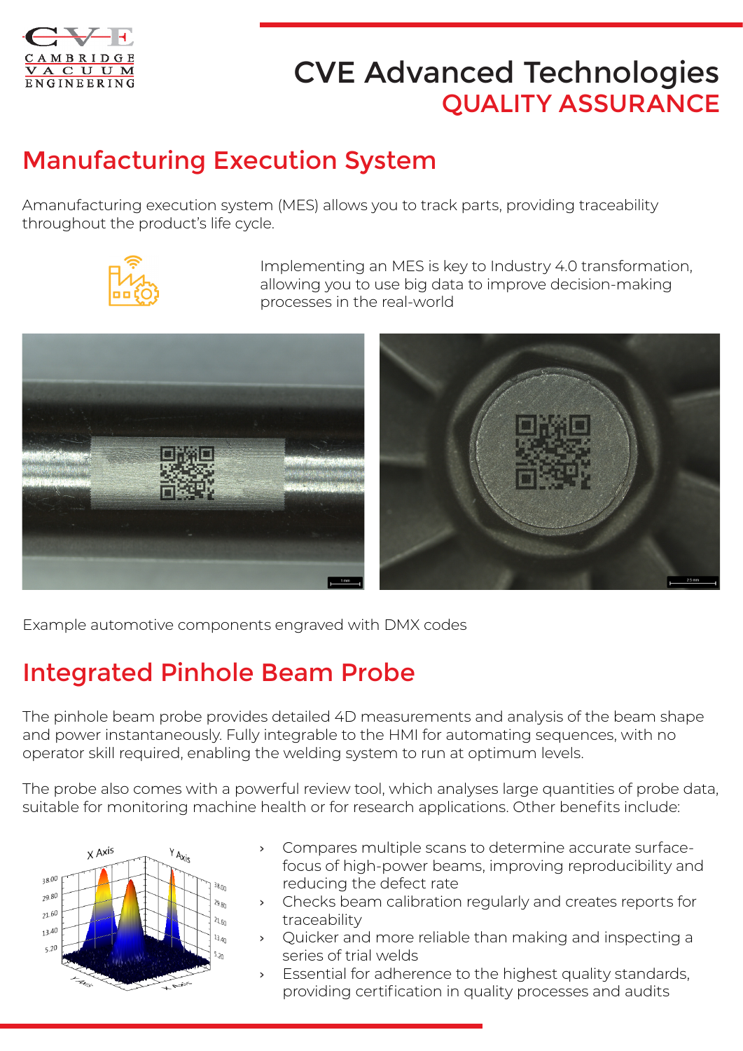# CVE Advanced Technologies
## QUALITY ASSURANCE

## Manufacturing Execution System

Amanufacturing execution system (MES) allows you to track parts, providing traceability throughout the product's life cycle.

Implementing an MES is key to Industry 4.0 transformation, allowing you to use big data to improve decision-making processes in the real-world

Example automotive components engraved with DMX codes

## Integrated Pinhole Beam Probe

The pinhole beam probe provides detailed 4D measurements and analysis of the beam shape and power instantaneously. Fully integrable to the HMI for automating sequences, with no operator skill required, enabling the welding system to run at optimum levels.

The probe also comes with a powerful review tool, which analyses large quantities of probe data, suitable for monitoring machine health or for research applications. Other benefits include:

- Compares multiple scans to determine accurate surface-focus of high-power beams, improving reproducibility and reducing the defect rate
- Checks beam calibration regularly and creates reports for traceability
- Quicker and more reliable than making and inspecting a series of trial welds
- Essential for adherence to the highest quality standards, providing certification in quality processes and audits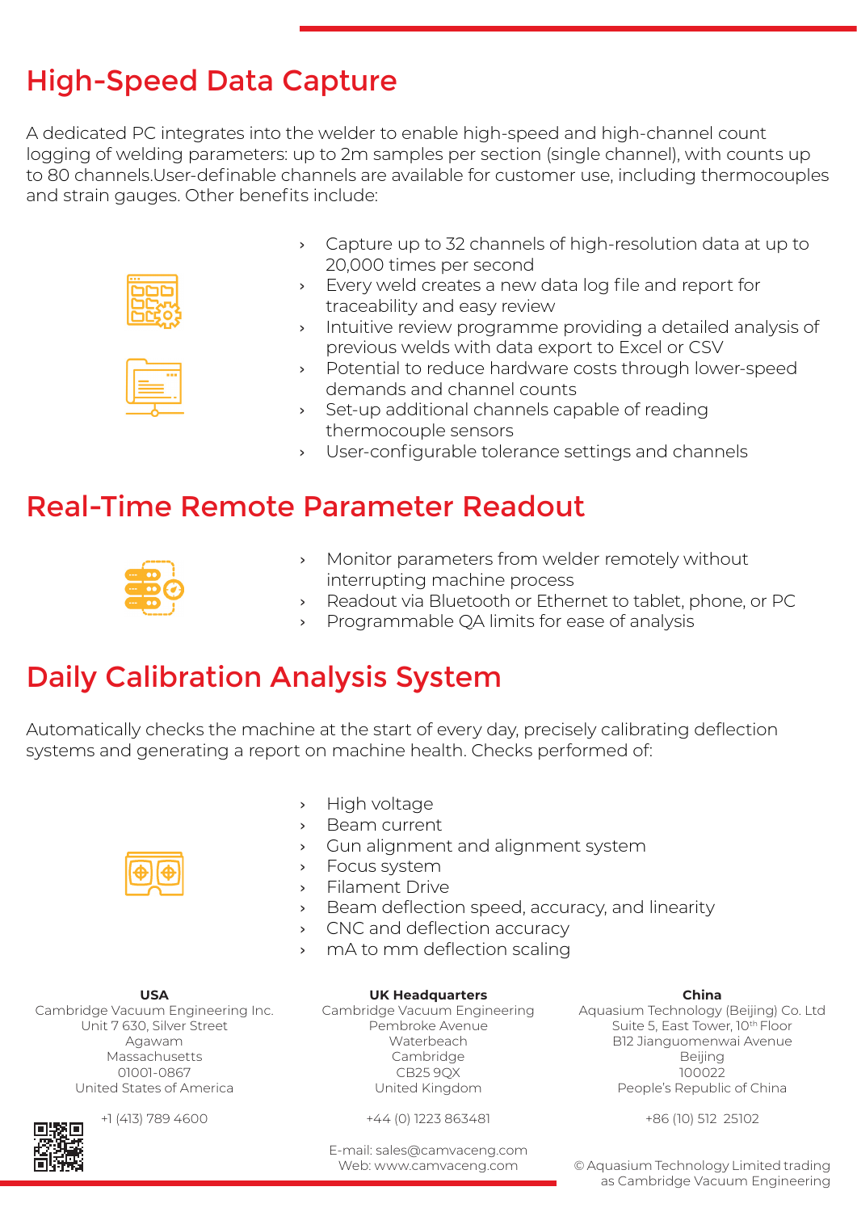## High-Speed Data Capture

A dedicated PC integrates into the welder to enable high-speed and high-channel count logging of welding parameters: up to 2m samples per section (single channel), with counts up to 80 channels.User-definable channels are available for customer use, including thermocouples and strain gauges. Other benefits include:

- Capture up to 32 channels of high-resolution data at up to 20,000 times per second
- Every weld creates a new data log file and report for traceability and easy review
- Intuitive review programme providing a detailed analysis of previous welds with data export to Excel or CSV
- Potential to reduce hardware costs through lower-speed demands and channel counts
- Set-up additional channels capable of reading thermocouple sensors
- User-configurable tolerance settings and channels

## Real-Time Remote Parameter Readout

- Monitor parameters from welder remotely without interrupting machine process
- Readout via Bluetooth or Ethernet to tablet, phone, or PC
- Programmable QA limits for ease of analysis

## Daily Calibration Analysis System

Automatically checks the machine at the start of every day, precisely calibrating deflection systems and generating a report on machine health. Checks performed of:

- High voltage
- Beam current
- Gun alignment and alignment system
- Focus system
- Filament Drive
- Beam deflection speed, accuracy, and linearity
- CNC and deflection accuracy
- mA to mm deflection scaling

**USA**
Cambridge Vacuum Engineering Inc.
Unit 7 630, Silver Street
Agawam
Massachusetts
01001-0867
United States of America

+1 (413) 789 4600

**UK Headquarters**
Cambridge Vacuum Engineering
Pembroke Avenue
Waterbeach
Cambridge
CB25 9QX
United Kingdom

+44 (0) 1223 863481

E-mail: sales@camvaceng.com
Web: www.camvaceng.com

**China**
Aquasium Technology (Beijing) Co. Ltd
Suite 5, East Tower, 10th Floor
B12 Jianguomenwai Avenue
Beijing
100022
People's Republic of China

+86 (10) 512 25102

© Aquasium Technology Limited trading as Cambridge Vacuum Engineering